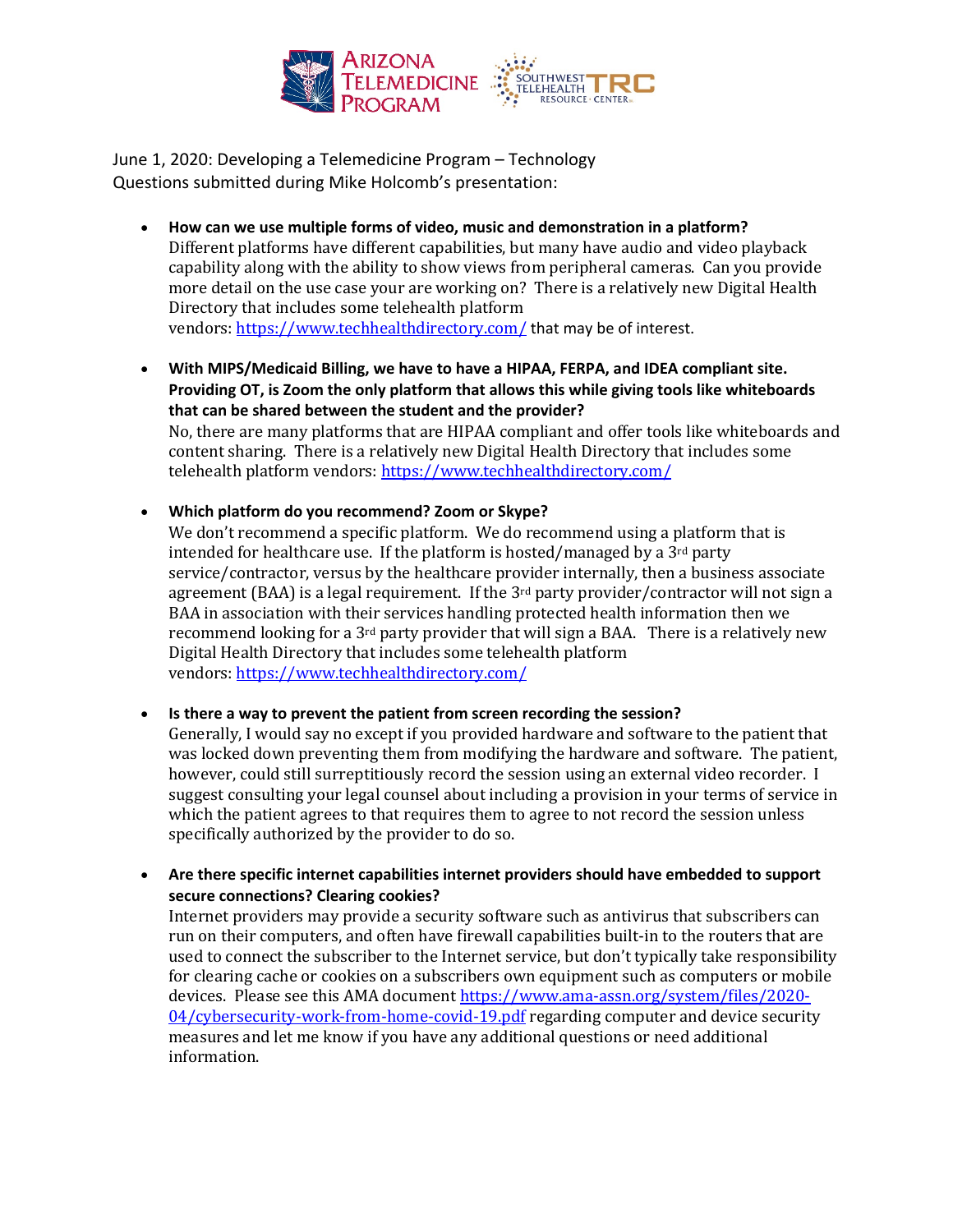June 1, 2020: Developing a Telemedicine Program – Technology
Questions submitted during Mike Holcomb's presentation:

- **How can we use multiple forms of video, music and demonstration in a platform?**
  Different platforms have different capabilities, but many have audio and video playback capability along with the ability to show views from peripheral cameras. Can you provide more detail on the use case your are working on? There is a relatively new Digital Health Directory that includes some telehealth platform vendors: [https://www.techhealthdirectory.com/](https://www.techhealthdirectory.com/) that may be of interest.

- **With MIPS/Medicaid Billing, we have to have a HIPAA, FERPA, and IDEA compliant site. Providing OT, is Zoom the only platform that allows this while giving tools like whiteboards that can be shared between the student and the provider?**
  No, there are many platforms that are HIPAA compliant and offer tools like whiteboards and content sharing. There is a relatively new Digital Health Directory that includes some telehealth platform vendors: [https://www.techhealthdirectory.com/](https://www.techhealthdirectory.com/)

- **Which platform do you recommend? Zoom or Skype?**
  We don't recommend a specific platform. We do recommend using a platform that is intended for healthcare use. If the platform is hosted/managed by a 3rd party service/contractor, versus by the healthcare provider internally, then a business associate agreement (BAA) is a legal requirement. If the 3rd party provider/contractor will not sign a BAA in association with their services handling protected health information then we recommend looking for a 3rd party provider that will sign a BAA. There is a relatively new Digital Health Directory that includes some telehealth platform vendors: [https://www.techhealthdirectory.com/](https://www.techhealthdirectory.com/)

- **Is there a way to prevent the patient from screen recording the session?**
  Generally, I would say no except if you provided hardware and software to the patient that was locked down preventing them from modifying the hardware and software. The patient, however, could still surreptitiously record the session using an external video recorder. I suggest consulting your legal counsel about including a provision in your terms of service in which the patient agrees to that requires them to agree to not record the session unless specifically authorized by the provider to do so.

- **Are there specific internet capabilities internet providers should have embedded to support secure connections? Clearing cookies?**
  Internet providers may provide a security software such as antivirus that subscribers can run on their computers, and often have firewall capabilities built-in to the routers that are used to connect the subscriber to the Internet service, but don't typically take responsibility for clearing cache or cookies on a subscribers own equipment such as computers or mobile devices. Please see this AMA document [https://www.ama-assn.org/system/files/2020-04/cybersecurity-work-from-home-covid-19.pdf](https://www.ama-assn.org/system/files/2020-04/cybersecurity-work-from-home-covid-19.pdf) regarding computer and device security measures and let me know if you have any additional questions or need additional information.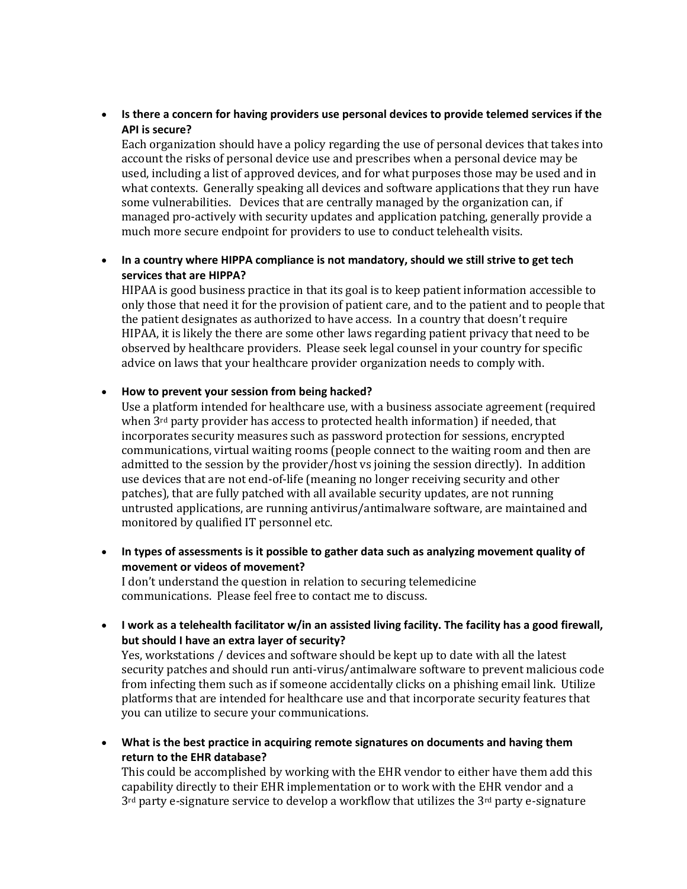- **Is there a concern for having providers use personal devices to provide telemed services if the API is secure?**
  Each organization should have a policy regarding the use of personal devices that takes into account the risks of personal device use and prescribes when a personal device may be used, including a list of approved devices, and for what purposes those may be used and in what contexts. Generally speaking all devices and software applications that they run have some vulnerabilities. Devices that are centrally managed by the organization can, if managed pro-actively with security updates and application patching, generally provide a much more secure endpoint for providers to use to conduct telehealth visits.

- **In a country where HIPPA compliance is not mandatory, should we still strive to get tech services that are HIPPA?**
  HIPAA is good business practice in that its goal is to keep patient information accessible to only those that need it for the provision of patient care, and to the patient and to people that the patient designates as authorized to have access. In a country that doesn't require HIPAA, it is likely the there are some other laws regarding patient privacy that need to be observed by healthcare providers. Please seek legal counsel in your country for specific advice on laws that your healthcare provider organization needs to comply with.

- **How to prevent your session from being hacked?**
  Use a platform intended for healthcare use, with a business associate agreement (required when 3rd party provider has access to protected health information) if needed, that incorporates security measures such as password protection for sessions, encrypted communications, virtual waiting rooms (people connect to the waiting room and then are admitted to the session by the provider/host vs joining the session directly). In addition use devices that are not end-of-life (meaning no longer receiving security and other patches), that are fully patched with all available security updates, are not running untrusted applications, are running antivirus/antimalware software, are maintained and monitored by qualified IT personnel etc.

- **In types of assessments is it possible to gather data such as analyzing movement quality of movement or videos of movement?**
  I don't understand the question in relation to securing telemedicine communications. Please feel free to contact me to discuss.

- **I work as a telehealth facilitator w/in an assisted living facility. The facility has a good firewall, but should I have an extra layer of security?**
  Yes, workstations / devices and software should be kept up to date with all the latest security patches and should run anti-virus/antimalware software to prevent malicious code from infecting them such as if someone accidentally clicks on a phishing email link. Utilize platforms that are intended for healthcare use and that incorporate security features that you can utilize to secure your communications.

- **What is the best practice in acquiring remote signatures on documents and having them return to the EHR database?**
  This could be accomplished by working with the EHR vendor to either have them add this capability directly to their EHR implementation or to work with the EHR vendor and a 3rd party e-signature service to develop a workflow that utilizes the 3rd party e-signature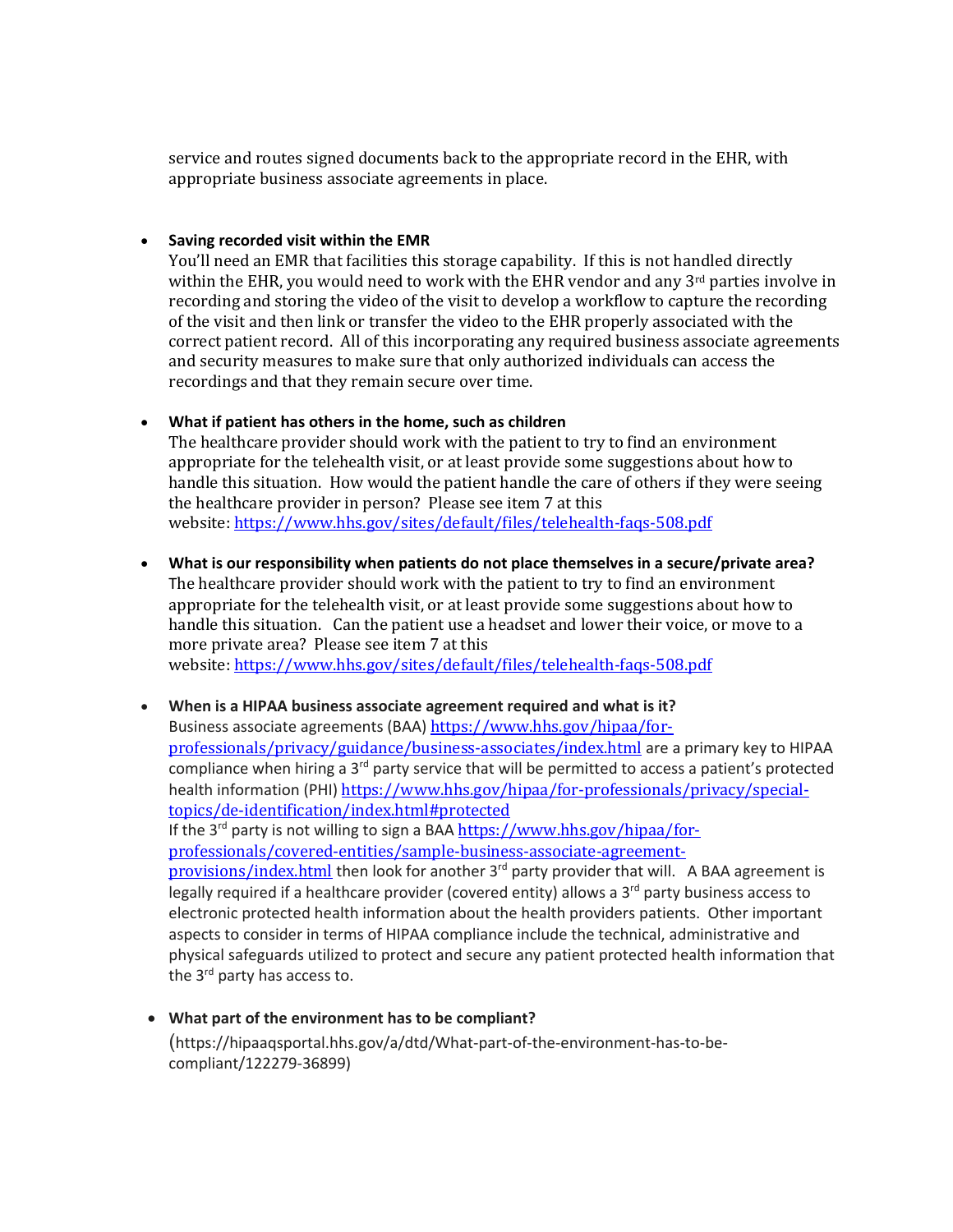service and routes signed documents back to the appropriate record in the EHR, with appropriate business associate agreements in place.

- **Saving recorded visit within the EMR**
  You'll need an EMR that facilities this storage capability. If this is not handled directly within the EHR, you would need to work with the EHR vendor and any 3rd parties involve in recording and storing the video of the visit to develop a workflow to capture the recording of the visit and then link or transfer the video to the EHR properly associated with the correct patient record. All of this incorporating any required business associate agreements and security measures to make sure that only authorized individuals can access the recordings and that they remain secure over time.

- **What if patient has others in the home, such as children**
  The healthcare provider should work with the patient to try to find an environment appropriate for the telehealth visit, or at least provide some suggestions about how to handle this situation. How would the patient handle the care of others if they were seeing the healthcare provider in person? Please see item 7 at this website: [https://www.hhs.gov/sites/default/files/telehealth-faqs-508.pdf](https://www.hhs.gov/sites/default/files/telehealth-faqs-508.pdf)

- **What is our responsibility when patients do not place themselves in a secure/private area?**
  The healthcare provider should work with the patient to try to find an environment appropriate for the telehealth visit, or at least provide some suggestions about how to handle this situation. Can the patient use a headset and lower their voice, or move to a more private area? Please see item 7 at this website: [https://www.hhs.gov/sites/default/files/telehealth-faqs-508.pdf](https://www.hhs.gov/sites/default/files/telehealth-faqs-508.pdf)

- **When is a HIPAA business associate agreement required and what is it?**
  Business associate agreements (BAA) [https://www.hhs.gov/hipaa/for-professionals/privacy/guidance/business-associates/index.html](https://www.hhs.gov/hipaa/for-professionals/privacy/guidance/business-associates/index.html) are a primary key to HIPAA compliance when hiring a 3rd party service that will be permitted to access a patient's protected health information (PHI) [https://www.hhs.gov/hipaa/for-professionals/privacy/special-topics/de-identification/index.html#protected](https://www.hhs.gov/hipaa/for-professionals/privacy/special-topics/de-identification/index.html#protected)
  If the 3rd party is not willing to sign a BAA [https://www.hhs.gov/hipaa/for-professionals/covered-entities/sample-business-associate-agreement-provisions/index.html](https://www.hhs.gov/hipaa/for-professionals/covered-entities/sample-business-associate-agreement-provisions/index.html) then look for another 3rd party provider that will. A BAA agreement is legally required if a healthcare provider (covered entity) allows a 3rd party business access to electronic protected health information about the health providers patients. Other important aspects to consider in terms of HIPAA compliance include the technical, administrative and physical safeguards utilized to protect and secure any patient protected health information that the 3rd party has access to.

- **What part of the environment has to be compliant?**
  (https://hipaaqsportal.hhs.gov/a/dtd/What-part-of-the-environment-has-to-be-compliant/122279-36899)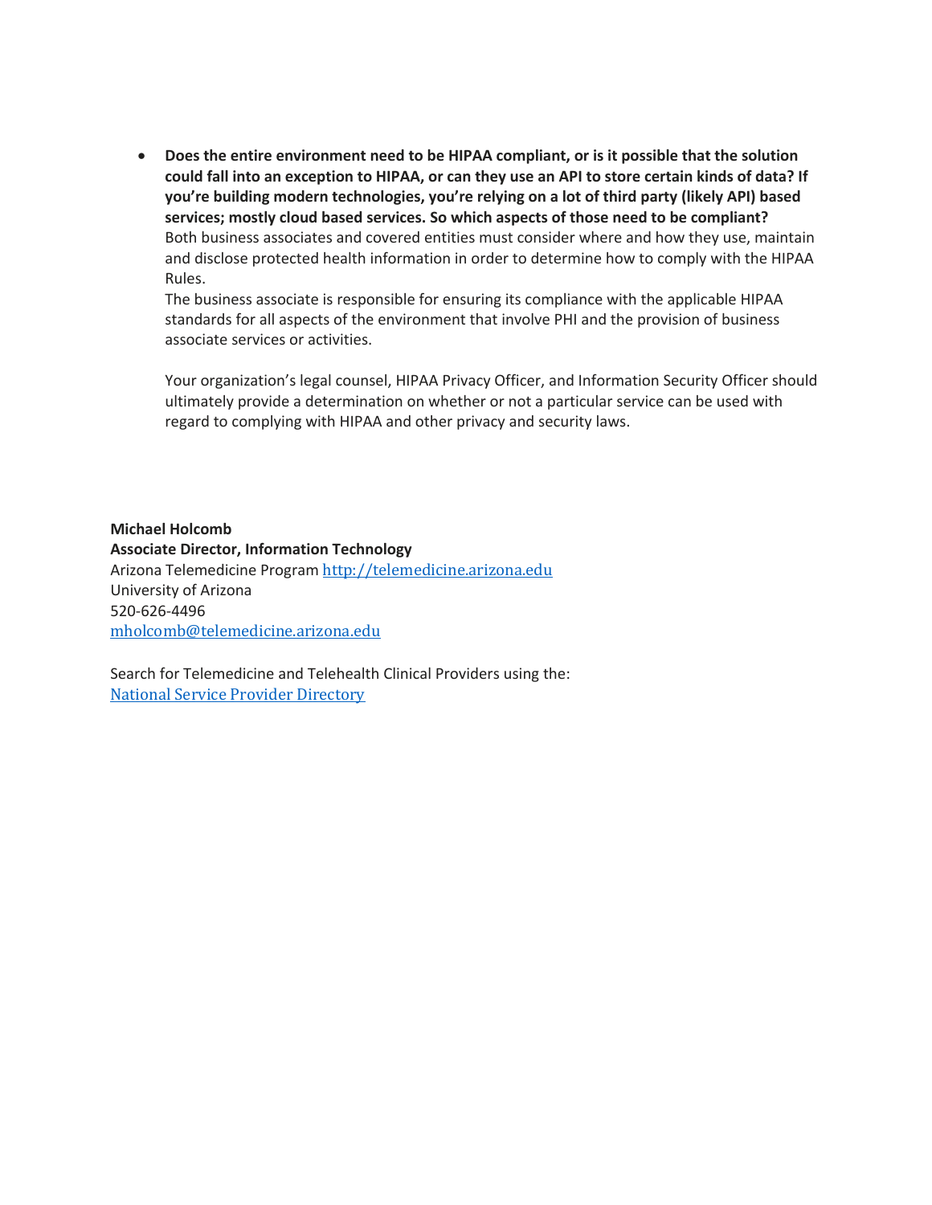- **Does the entire environment need to be HIPAA compliant, or is it possible that the solution could fall into an exception to HIPAA, or can they use an API to store certain kinds of data? If you're building modern technologies, you're relying on a lot of third party (likely API) based services; mostly cloud based services. So which aspects of those need to be compliant?**
  Both business associates and covered entities must consider where and how they use, maintain and disclose protected health information in order to determine how to comply with the HIPAA Rules.
  The business associate is responsible for ensuring its compliance with the applicable HIPAA standards for all aspects of the environment that involve PHI and the provision of business associate services or activities.

  Your organization's legal counsel, HIPAA Privacy Officer, and Information Security Officer should ultimately provide a determination on whether or not a particular service can be used with regard to complying with HIPAA and other privacy and security laws.

**Michael Holcomb**
**Associate Director, Information Technology**
Arizona Telemedicine Program [http://telemedicine.arizona.edu](http://telemedicine.arizona.edu)
University of Arizona
520-626-4496
[mholcomb@telemedicine.arizona.edu](mailto:mholcomb@telemedicine.arizona.edu)

Search for Telemedicine and Telehealth Clinical Providers using the:
National Service Provider Directory